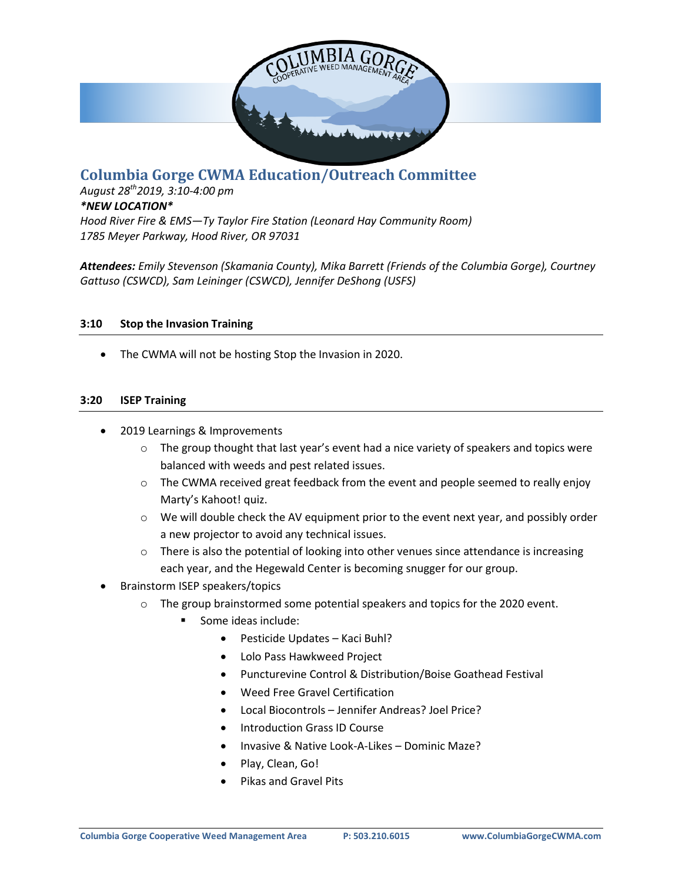# Columbia Gorge CWMA Education/Outreach Committee

*August 28th 2019, 3:10-4:00 pm*
***NEW LOCATION***
*Hood River Fire & EMS—Ty Taylor Fire Station (Leonard Hay Community Room)*
*1785 Meyer Parkway, Hood River, OR 97031*

***Attendees:*** *Emily Stevenson (Skamania County), Mika Barrett (Friends of the Columbia Gorge), Courtney Gattuso (CSWCD), Sam Leininger (CSWCD), Jennifer DeShong (USFS)*

### 3:10 Stop the Invasion Training

- The CWMA will not be hosting Stop the Invasion in 2020.

### 3:20 ISEP Training

- 2019 Learnings & Improvements
  - The group thought that last year's event had a nice variety of speakers and topics were balanced with weeds and pest related issues.
  - The CWMA received great feedback from the event and people seemed to really enjoy Marty's Kahoot! quiz.
  - We will double check the AV equipment prior to the event next year, and possibly order a new projector to avoid any technical issues.
  - There is also the potential of looking into other venues since attendance is increasing each year, and the Hegewald Center is becoming snugger for our group.
- Brainstorm ISEP speakers/topics
  - The group brainstormed some potential speakers and topics for the 2020 event.
    - Some ideas include:
      - Pesticide Updates – Kaci Buhl?
      - Lolo Pass Hawkweed Project
      - Puncturevine Control & Distribution/Boise Goathead Festival
      - Weed Free Gravel Certification
      - Local Biocontrols – Jennifer Andreas? Joel Price?
      - Introduction Grass ID Course
      - Invasive & Native Look-A-Likes – Dominic Maze?
      - Play, Clean, Go!
      - Pikas and Gravel Pits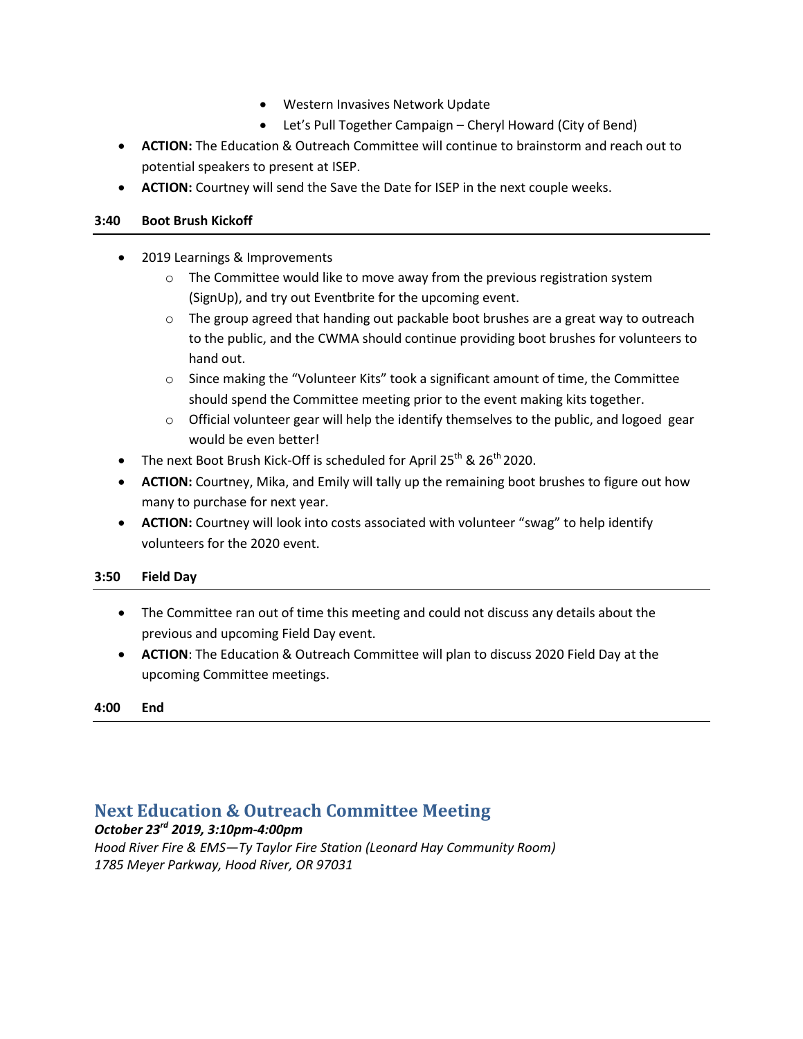- Western Invasives Network Update
    - Let's Pull Together Campaign – Cheryl Howard (City of Bend)
- **ACTION:** The Education & Outreach Committee will continue to brainstorm and reach out to potential speakers to present at ISEP.
- **ACTION:** Courtney will send the Save the Date for ISEP in the next couple weeks.

**3:40 Boot Brush Kickoff**

- 2019 Learnings & Improvements
    - The Committee would like to move away from the previous registration system (SignUp), and try out Eventbrite for the upcoming event.
    - The group agreed that handing out packable boot brushes are a great way to outreach to the public, and the CWMA should continue providing boot brushes for volunteers to hand out.
    - Since making the "Volunteer Kits" took a significant amount of time, the Committee should spend the Committee meeting prior to the event making kits together.
    - Official volunteer gear will help the identify themselves to the public, and logoed gear would be even better!
- The next Boot Brush Kick-Off is scheduled for April 25th & 26th 2020.
- **ACTION:** Courtney, Mika, and Emily will tally up the remaining boot brushes to figure out how many to purchase for next year.
- **ACTION:** Courtney will look into costs associated with volunteer "swag" to help identify volunteers for the 2020 event.

**3:50 Field Day**

- The Committee ran out of time this meeting and could not discuss any details about the previous and upcoming Field Day event.
- **ACTION**: The Education & Outreach Committee will plan to discuss 2020 Field Day at the upcoming Committee meetings.

**4:00 End**

## Next Education & Outreach Committee Meeting

***October 23rd 2019, 3:10pm-4:00pm***

*Hood River Fire & EMS—Ty Taylor Fire Station (Leonard Hay Community Room)*
*1785 Meyer Parkway, Hood River, OR 97031*